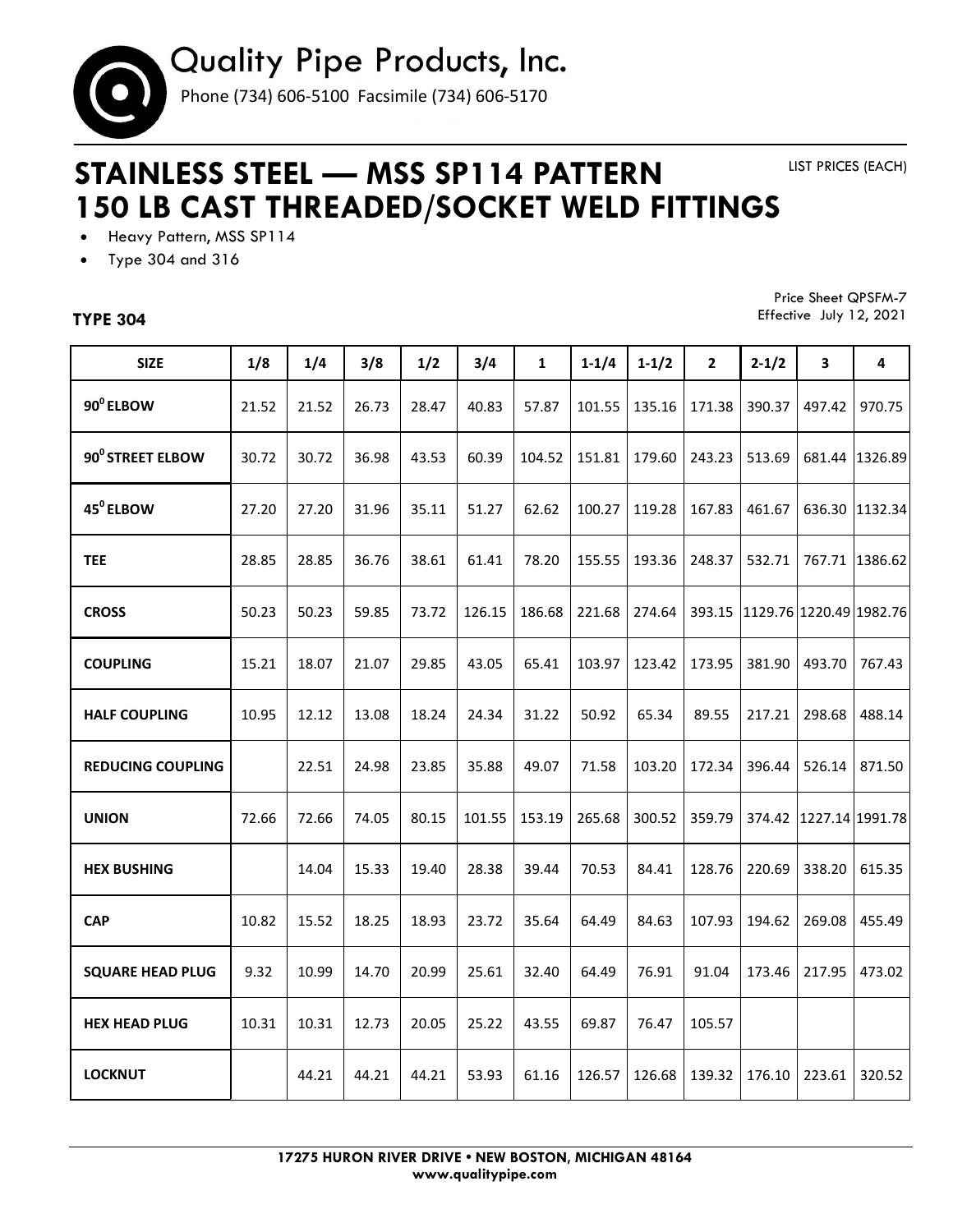# Quality Pipe Products, Inc.

Phone (734) 606-5100 Facsimile (734) 606-5170

## STAINLESS STEEL — MSS SP114 PATTERN 150 LB CAST THREADED/SOCKET WELD FITTINGS

LIST PRICES (EACH)

- Heavy Pattern, MSS SP114
- Type 304 and 316

Price Sheet QPSFM-7
Effective July 12, 2021

### TYPE 304

| SIZE | 1/8 | 1/4 | 3/8 | 1/2 | 3/4 | 1 | 1-1/4 | 1-1/2 | 2 | 2-1/2 | 3 | 4 |
|---|---|---|---|---|---|---|---|---|---|---|---|---|
| **90⁰ ELBOW** | 21.52 | 21.52 | 26.73 | 28.47 | 40.83 | 57.87 | 101.55 | 135.16 | 171.38 | 390.37 | 497.42 | 970.75 |
| **90⁰ STREET ELBOW** | 30.72 | 30.72 | 36.98 | 43.53 | 60.39 | 104.52 | 151.81 | 179.60 | 243.23 | 513.69 | 681.44 | 1326.89 |
| **45⁰ ELBOW** | 27.20 | 27.20 | 31.96 | 35.11 | 51.27 | 62.62 | 100.27 | 119.28 | 167.83 | 461.67 | 636.30 | 1132.34 |
| **TEE** | 28.85 | 28.85 | 36.76 | 38.61 | 61.41 | 78.20 | 155.55 | 193.36 | 248.37 | 532.71 | 767.71 | 1386.62 |
| **CROSS** | 50.23 | 50.23 | 59.85 | 73.72 | 126.15 | 186.68 | 221.68 | 274.64 | 393.15 | 1129.76 | 1220.49 | 1982.76 |
| **COUPLING** | 15.21 | 18.07 | 21.07 | 29.85 | 43.05 | 65.41 | 103.97 | 123.42 | 173.95 | 381.90 | 493.70 | 767.43 |
| **HALF COUPLING** | 10.95 | 12.12 | 13.08 | 18.24 | 24.34 | 31.22 | 50.92 | 65.34 | 89.55 | 217.21 | 298.68 | 488.14 |
| **REDUCING COUPLING** | | 22.51 | 24.98 | 23.85 | 35.88 | 49.07 | 71.58 | 103.20 | 172.34 | 396.44 | 526.14 | 871.50 |
| **UNION** | 72.66 | 72.66 | 74.05 | 80.15 | 101.55 | 153.19 | 265.68 | 300.52 | 359.79 | 374.42 | 1227.14 | 1991.78 |
| **HEX BUSHING** | | 14.04 | 15.33 | 19.40 | 28.38 | 39.44 | 70.53 | 84.41 | 128.76 | 220.69 | 338.20 | 615.35 |
| **CAP** | 10.82 | 15.52 | 18.25 | 18.93 | 23.72 | 35.64 | 64.49 | 84.63 | 107.93 | 194.62 | 269.08 | 455.49 |
| **SQUARE HEAD PLUG** | 9.32 | 10.99 | 14.70 | 20.99 | 25.61 | 32.40 | 64.49 | 76.91 | 91.04 | 173.46 | 217.95 | 473.02 |
| **HEX HEAD PLUG** | 10.31 | 10.31 | 12.73 | 20.05 | 25.22 | 43.55 | 69.87 | 76.47 | 105.57 | | | |
| **LOCKNUT** | | 44.21 | 44.21 | 44.21 | 53.93 | 61.16 | 126.57 | 126.68 | 139.32 | 176.10 | 223.61 | 320.52 |

**17275 HURON RIVER DRIVE • NEW BOSTON, MICHIGAN 48164**
**www.qualitypipe.com**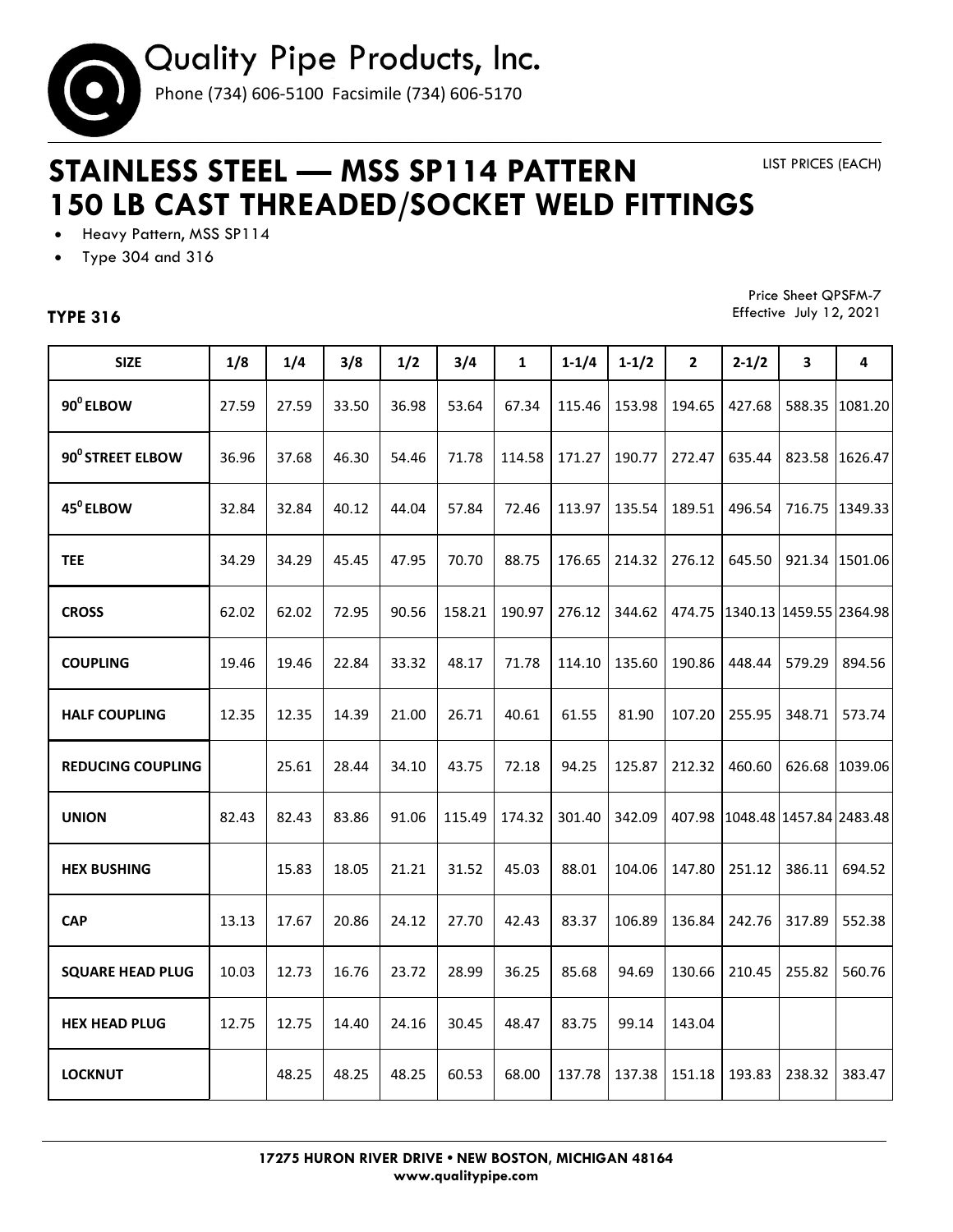# Quality Pipe Products, Inc.

Phone (734) 606-5100 Facsimile (734) 606-5170

# STAINLESS STEEL — MSS SP114 PATTERN 150 LB CAST THREADED/SOCKET WELD FITTINGS

LIST PRICES (EACH)

- Heavy Pattern, MSS SP114
- Type 304 and 316

Price Sheet QPSFM-7
Effective July 12, 2021

**TYPE 316**

| SIZE | 1/8 | 1/4 | 3/8 | 1/2 | 3/4 | 1 | 1-1/4 | 1-1/2 | 2 | 2-1/2 | 3 | 4 |
|---|---|---|---|---|---|---|---|---|---|---|---|---|
| 90$^0$ ELBOW | 27.59 | 27.59 | 33.50 | 36.98 | 53.64 | 67.34 | 115.46 | 153.98 | 194.65 | 427.68 | 588.35 | 1081.20 |
| 90$^0$ STREET ELBOW | 36.96 | 37.68 | 46.30 | 54.46 | 71.78 | 114.58 | 171.27 | 190.77 | 272.47 | 635.44 | 823.58 | 1626.47 |
| 45$^0$ ELBOW | 32.84 | 32.84 | 40.12 | 44.04 | 57.84 | 72.46 | 113.97 | 135.54 | 189.51 | 496.54 | 716.75 | 1349.33 |
| TEE | 34.29 | 34.29 | 45.45 | 47.95 | 70.70 | 88.75 | 176.65 | 214.32 | 276.12 | 645.50 | 921.34 | 1501.06 |
| CROSS | 62.02 | 62.02 | 72.95 | 90.56 | 158.21 | 190.97 | 276.12 | 344.62 | 474.75 | 1340.13 | 1459.55 | 2364.98 |
| COUPLING | 19.46 | 19.46 | 22.84 | 33.32 | 48.17 | 71.78 | 114.10 | 135.60 | 190.86 | 448.44 | 579.29 | 894.56 |
| HALF COUPLING | 12.35 | 12.35 | 14.39 | 21.00 | 26.71 | 40.61 | 61.55 | 81.90 | 107.20 | 255.95 | 348.71 | 573.74 |
| REDUCING COUPLING | | 25.61 | 28.44 | 34.10 | 43.75 | 72.18 | 94.25 | 125.87 | 212.32 | 460.60 | 626.68 | 1039.06 |
| UNION | 82.43 | 82.43 | 83.86 | 91.06 | 115.49 | 174.32 | 301.40 | 342.09 | 407.98 | 1048.48 | 1457.84 | 2483.48 |
| HEX BUSHING | | 15.83 | 18.05 | 21.21 | 31.52 | 45.03 | 88.01 | 104.06 | 147.80 | 251.12 | 386.11 | 694.52 |
| CAP | 13.13 | 17.67 | 20.86 | 24.12 | 27.70 | 42.43 | 83.37 | 106.89 | 136.84 | 242.76 | 317.89 | 552.38 |
| SQUARE HEAD PLUG | 10.03 | 12.73 | 16.76 | 23.72 | 28.99 | 36.25 | 85.68 | 94.69 | 130.66 | 210.45 | 255.82 | 560.76 |
| HEX HEAD PLUG | 12.75 | 12.75 | 14.40 | 24.16 | 30.45 | 48.47 | 83.75 | 99.14 | 143.04 | | | |
| LOCKNUT | | 48.25 | 48.25 | 48.25 | 60.53 | 68.00 | 137.78 | 137.38 | 151.18 | 193.83 | 238.32 | 383.47 |

**17275 HURON RIVER DRIVE • NEW BOSTON, MICHIGAN 48164**
**www.qualitypipe.com**